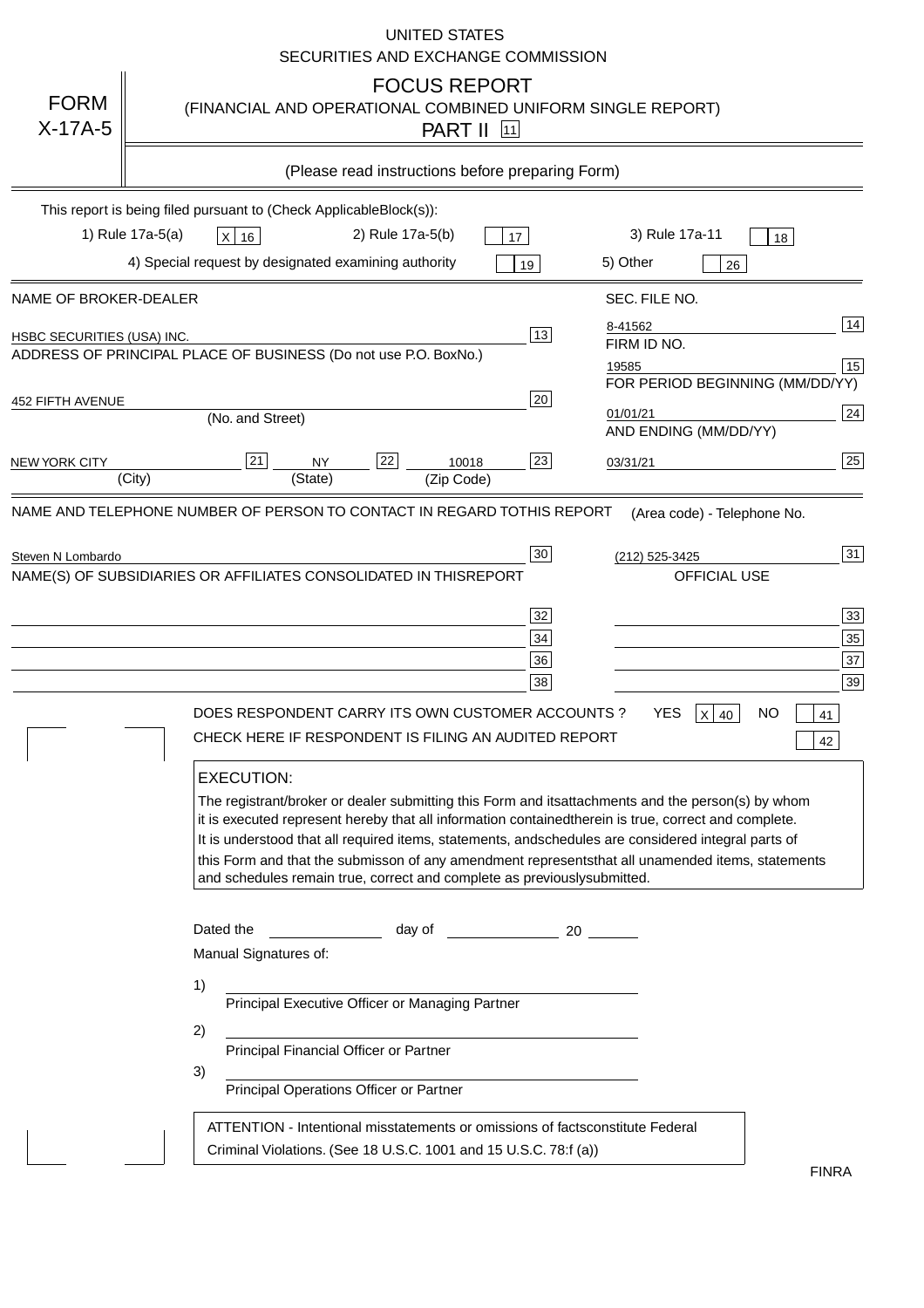UNITED STATES
SECURITIES AND EXCHANGE COMMISSION

# FORM X-17A-5

## FOCUS REPORT
(FINANCIAL AND OPERATIONAL COMBINED UNIFORM SINGLE REPORT)
PART II [11]

(Please read instructions before preparing Form)

This report is being filed pursuant to (Check Applicable Block(s)):

1) Rule 17a-5(a) [X] 16 2) Rule 17a-5(b) [ ] 17 3) Rule 17a-11 [ ] 18
4) Special request by designated examining authority [ ] 19 5) Other [ ] 26

| | |
|---|---|
| NAME OF BROKER-DEALER | SEC. FILE NO. |
| HSBC SECURITIES (USA) INC. [13] | 8-41562 [14] |
| ADDRESS OF PRINCIPAL PLACE OF BUSINESS (Do not use P.O. Box No.) | FIRM ID NO. |
| | 19585 [15] |
| 452 FIFTH AVENUE [20] (No. and Street) | FOR PERIOD BEGINNING (MM/DD/YY) |
| | 01/01/21 [24] |
| NEW YORK CITY [21] (City) NY [22] (State) 10018 [23] (Zip Code) | AND ENDING (MM/DD/YY) 03/31/21 [25] |

NAME AND TELEPHONE NUMBER OF PERSON TO CONTACT IN REGARD TO THIS REPORT (Area code) - Telephone No.

Steven N Lombardo [30] (212) 525-3425 [31]

NAME(S) OF SUBSIDIARIES OR AFFILIATES CONSOLIDATED IN THIS REPORT OFFICIAL USE

[32] [33]
[34] [35]
[36] [37]
[38] [39]

DOES RESPONDENT CARRY ITS OWN CUSTOMER ACCOUNTS ? YES [X] 40 NO [ ] 41

CHECK HERE IF RESPONDENT IS FILING AN AUDITED REPORT [ ] 42

**EXECUTION:**

The registrant/broker or dealer submitting this Form and its attachments and the person(s) by whom it is executed represent hereby that all information contained therein is true, correct and complete. It is understood that all required items, statements, and schedules are considered integral parts of this Form and that the submisson of any amendment represents that all unamended items, statements and schedules remain true, correct and complete as previously submitted.

Dated the ______________ day of ______________ 20 ______

Manual Signatures of:

1) ________________________________
Principal Executive Officer or Managing Partner

2) ________________________________
Principal Financial Officer or Partner

3) ________________________________
Principal Operations Officer or Partner

ATTENTION - Intentional misstatements or omissions of facts constitute Federal Criminal Violations. (See 18 U.S.C. 1001 and 15 U.S.C. 78:f (a))

FINRA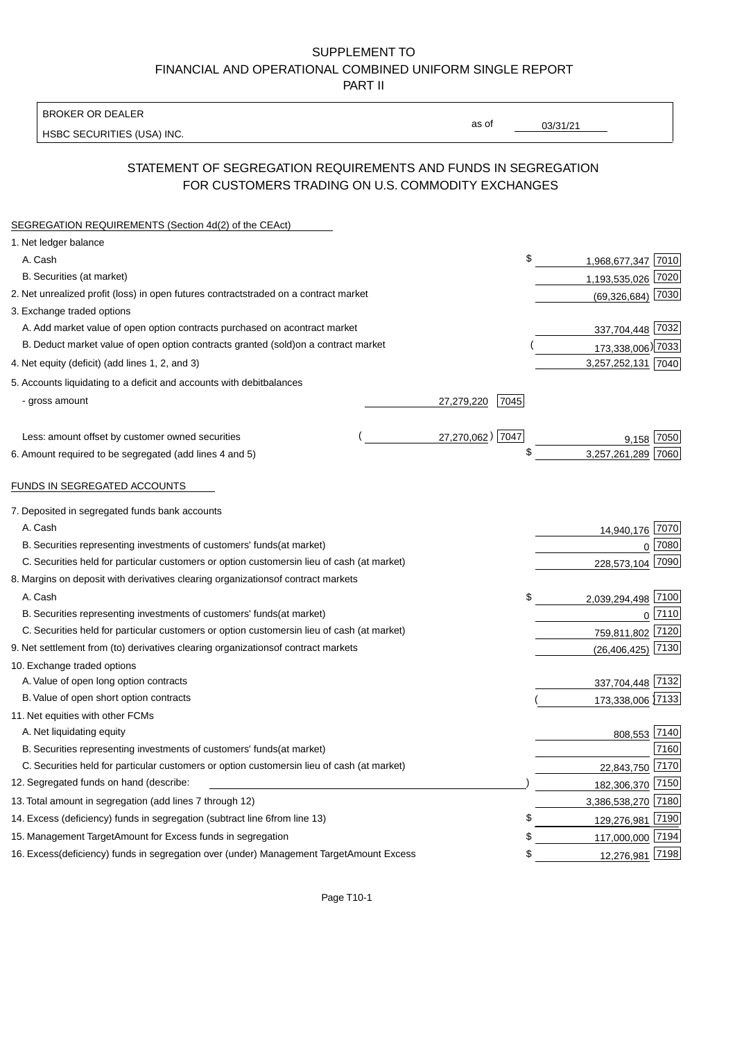SUPPLEMENT TO
FINANCIAL AND OPERATIONAL COMBINED UNIFORM SINGLE REPORT
PART II

BROKER OR DEALER
HSBC SECURITIES (USA) INC.

as of 03/31/21

## STATEMENT OF SEGREGATION REQUIREMENTS AND FUNDS IN SEGREGATION FOR CUSTOMERS TRADING ON U.S. COMMODITY EXCHANGES

| | | | | |
|---|---|---|---|---|
| **SEGREGATION REQUIREMENTS (Section 4d(2) of the CEAct)** | | | | |
| 1. Net ledger balance | | | | |
| A. Cash | | | $ 1,968,677,347 | 7010 |
| B. Securities (at market) | | | 1,193,535,026 | 7020 |
| 2. Net unrealized profit (loss) in open futures contracts traded on a contract market | | | (69,326,684) | 7030 |
| 3. Exchange traded options | | | | |
| A. Add market value of open option contracts purchased on a contract market | | | 337,704,448 | 7032 |
| B. Deduct market value of open option contracts granted (sold) on a contract market | | | (173,338,006) | 7033 |
| 4. Net equity (deficit) (add lines 1, 2, and 3) | | | 3,257,252,131 | 7040 |
| 5. Accounts liquidating to a deficit and accounts with debit balances | | | | |
| - gross amount | 27,279,220 | 7045 | | |
| Less: amount offset by customer owned securities | (27,270,062) | 7047 | 9,158 | 7050 |
| 6. Amount required to be segregated (add lines 4 and 5) | | | $ 3,257,261,289 | 7060 |
| **FUNDS IN SEGREGATED ACCOUNTS** | | | | |
| 7. Deposited in segregated funds bank accounts | | | | |
| A. Cash | | | 14,940,176 | 7070 |
| B. Securities representing investments of customers' funds (at market) | | | 0 | 7080 |
| C. Securities held for particular customers or option customers in lieu of cash (at market) | | | 228,573,104 | 7090 |
| 8. Margins on deposit with derivatives clearing organizations of contract markets | | | | |
| A. Cash | | | $ 2,039,294,498 | 7100 |
| B. Securities representing investments of customers' funds (at market) | | | 0 | 7110 |
| C. Securities held for particular customers or option customers in lieu of cash (at market) | | | 759,811,802 | 7120 |
| 9. Net settlement from (to) derivatives clearing organizations of contract markets | | | (26,406,425) | 7130 |
| 10. Exchange traded options | | | | |
| A. Value of open long option contracts | | | 337,704,448 | 7132 |
| B. Value of open short option contracts | | | (173,338,006) | 7133 |
| 11. Net equities with other FCMs | | | | |
| A. Net liquidating equity | | | 808,553 | 7140 |
| B. Securities representing investments of customers' funds (at market) | | | | 7160 |
| C. Securities held for particular customers or option customers in lieu of cash (at market) | | | 22,843,750 | 7170 |
| 12. Segregated funds on hand (describe: ) | | | 182,306,370 | 7150 |
| 13. Total amount in segregation (add lines 7 through 12) | | | 3,386,538,270 | 7180 |
| 14. Excess (deficiency) funds in segregation (subtract line 6 from line 13) | | | $ 129,276,981 | 7190 |
| 15. Management Target Amount for Excess funds in segregation | | | $ 117,000,000 | 7194 |
| 16. Excess (deficiency) funds in segregation over (under) Management Target Amount Excess | | | $ 12,276,981 | 7198 |

Page T10-1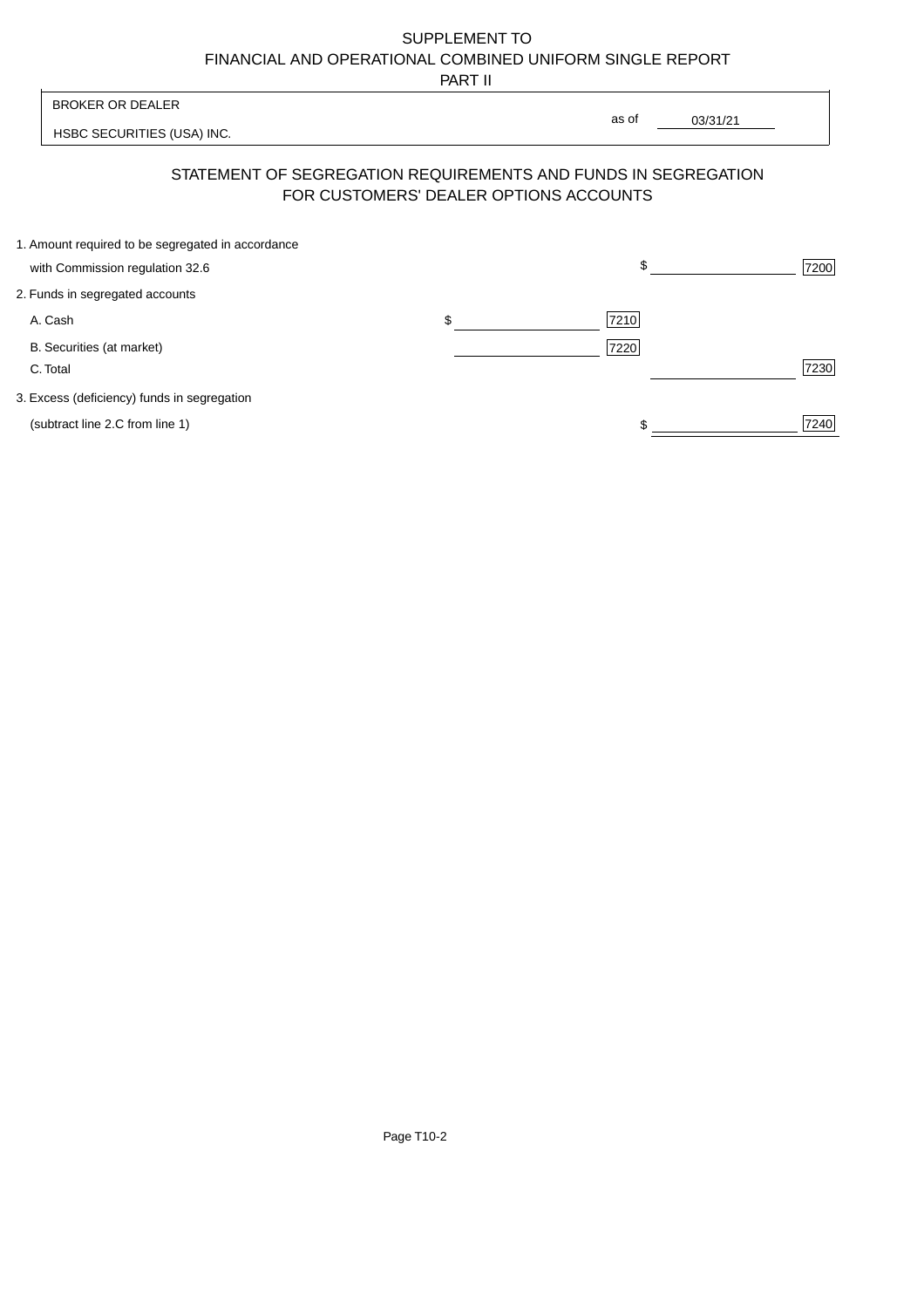SUPPLEMENT TO
FINANCIAL AND OPERATIONAL COMBINED UNIFORM SINGLE REPORT
PART II

| | |
|---|---|
| BROKER OR DEALER | |
| HSBC SECURITIES (USA) INC. | as of 03/31/21 |

## STATEMENT OF SEGREGATION REQUIREMENTS AND FUNDS IN SEGREGATION FOR CUSTOMERS' DEALER OPTIONS ACCOUNTS

| | | | | |
|---|---|---|---|---|
| 1. Amount required to be segregated in accordance with Commission regulation 32.6 | | | $ | 7200 |
| 2. Funds in segregated accounts | | | | |
| A. Cash | $ | 7210 | | |
| B. Securities (at market) | | 7220 | | |
| C. Total | | | | 7230 |
| 3. Excess (deficiency) funds in segregation (subtract line 2.C from line 1) | | | $ | 7240 |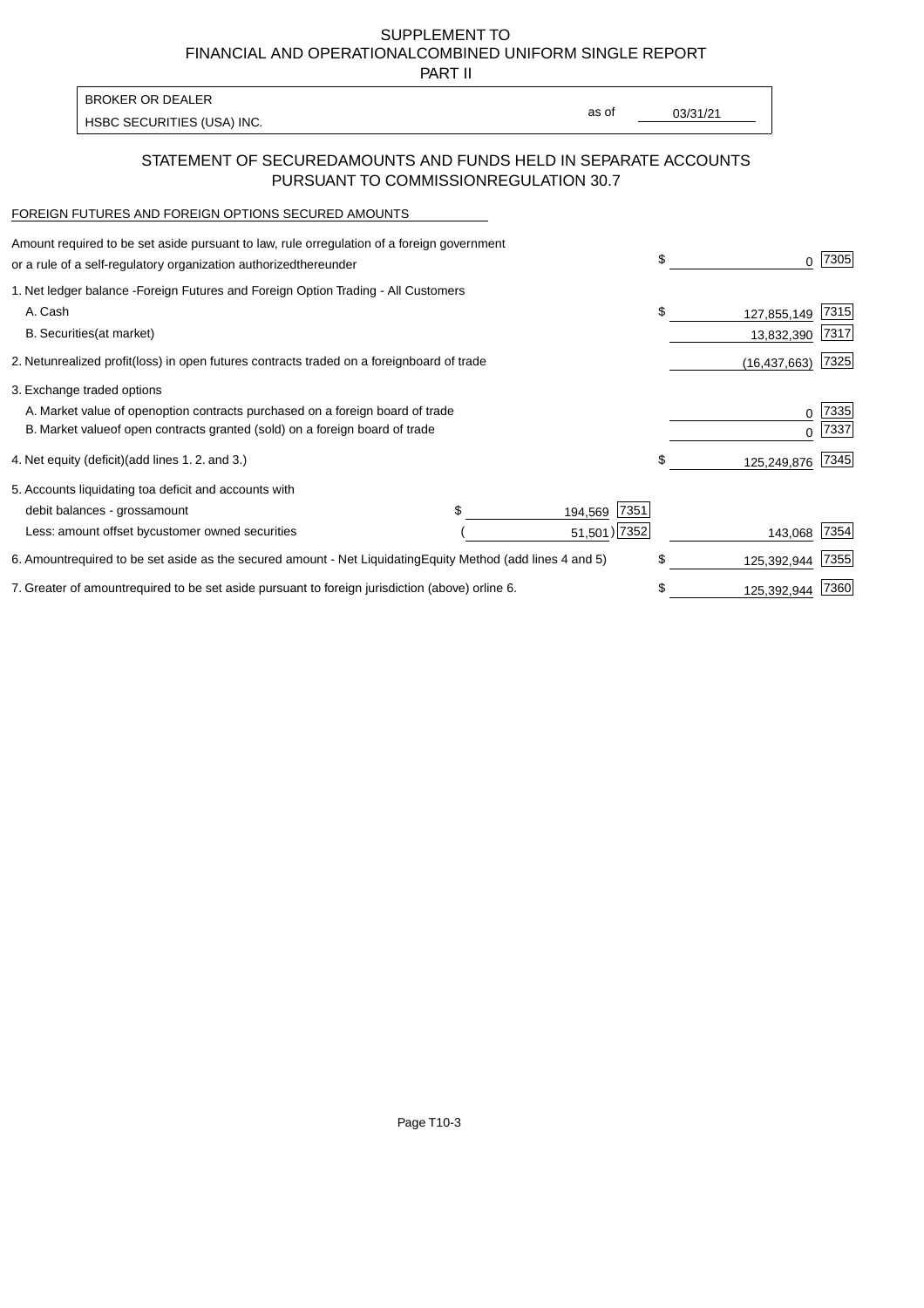SUPPLEMENT TO
FINANCIAL AND OPERATIONAL COMBINED UNIFORM SINGLE REPORT
PART II

| | | |
|---|---|---|
| BROKER OR DEALER | | |
| HSBC SECURITIES (USA) INC. | as of | 03/31/21 |

## STATEMENT OF SECURED AMOUNTS AND FUNDS HELD IN SEPARATE ACCOUNTS PURSUANT TO COMMISSION REGULATION 30.7

FOREIGN FUTURES AND FOREIGN OPTIONS SECURED AMOUNTS

| | | | | |
|---|---|---|---|---|
| Amount required to be set aside pursuant to law, rule or regulation of a foreign government or a rule of a self-regulatory organization authorized thereunder | | | $ 0 | 7305 |
| 1. Net ledger balance - Foreign Futures and Foreign Option Trading - All Customers | | | | |
| A. Cash | | | $ 127,855,149 | 7315 |
| B. Securities (at market) | | | 13,832,390 | 7317 |
| 2. Net unrealized profit (loss) in open futures contracts traded on a foreign board of trade | | | (16,437,663) | 7325 |
| 3. Exchange traded options | | | | |
| A. Market value of open option contracts purchased on a foreign board of trade | | | 0 | 7335 |
| B. Market value of open contracts granted (sold) on a foreign board of trade | | | 0 | 7337 |
| 4. Net equity (deficit) (add lines 1. 2. and 3.) | | | $ 125,249,876 | 7345 |
| 5. Accounts liquidating to a deficit and accounts with | | | | |
| debit balances - gross amount | $ 194,569 | 7351 | | |
| Less: amount offset by customer owned securities | ( 51,501) | 7352 | 143,068 | 7354 |
| 6. Amount required to be set aside as the secured amount - Net Liquidating Equity Method (add lines 4 and 5) | | | $ 125,392,944 | 7355 |
| 7. Greater of amount required to be set aside pursuant to foreign jurisdiction (above) or line 6. | | | $ 125,392,944 | 7360 |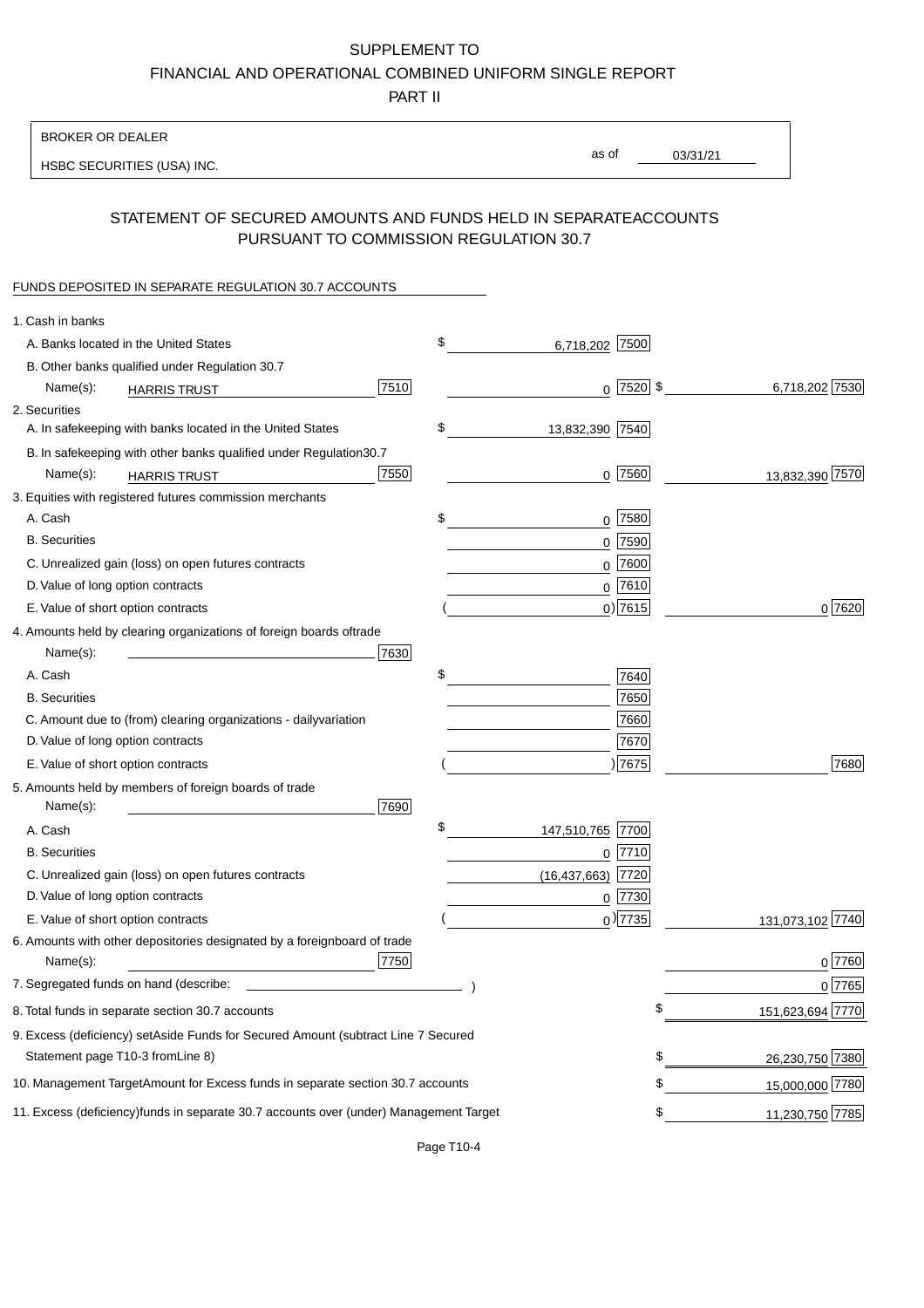SUPPLEMENT TO
FINANCIAL AND OPERATIONAL COMBINED UNIFORM SINGLE REPORT
PART II

BROKER OR DEALER
HSBC SECURITIES (USA) INC.

as of 03/31/21

## STATEMENT OF SECURED AMOUNTS AND FUNDS HELD IN SEPARATEACCOUNTS PURSUANT TO COMMISSION REGULATION 30.7

FUNDS DEPOSITED IN SEPARATE REGULATION 30.7 ACCOUNTS

| | | | |
|---|---|---|---|
| 1. Cash in banks | | | |
| A. Banks located in the United States | | $ 6,718,202 [7500] | |
| B. Other banks qualified under Regulation 30.7 | | | |
| Name(s): HARRIS TRUST | [7510] | 0 [7520] | $ 6,718,202 [7530] |
| 2. Securities | | | |
| A. In safekeeping with banks located in the United States | | $ 13,832,390 [7540] | |
| B. In safekeeping with other banks qualified under Regulation30.7 | | | |
| Name(s): HARRIS TRUST | [7550] | 0 [7560] | 13,832,390 [7570] |
| 3. Equities with registered futures commission merchants | | | |
| A. Cash | | $ 0 [7580] | |
| B. Securities | | 0 [7590] | |
| C. Unrealized gain (loss) on open futures contracts | | 0 [7600] | |
| D. Value of long option contracts | | 0 [7610] | |
| E. Value of short option contracts | | ( 0) [7615] | 0 [7620] |
| 4. Amounts held by clearing organizations of foreign boards oftrade | | | |
| Name(s): | [7630] | | |
| A. Cash | | $ [7640] | |
| B. Securities | | [7650] | |
| C. Amount due to (from) clearing organizations - dailyvariation | | [7660] | |
| D. Value of long option contracts | | [7670] | |
| E. Value of short option contracts | | ( ) [7675] | [7680] |
| 5. Amounts held by members of foreign boards of trade | | | |
| Name(s): | [7690] | | |
| A. Cash | | $ 147,510,765 [7700] | |
| B. Securities | | 0 [7710] | |
| C. Unrealized gain (loss) on open futures contracts | | (16,437,663) [7720] | |
| D. Value of long option contracts | | 0 [7730] | |
| E. Value of short option contracts | | ( 0) [7735] | 131,073,102 [7740] |
| 6. Amounts with other depositories designated by a foreignboard of trade | | | |
| Name(s): | [7750] | | 0 [7760] |
| 7. Segregated funds on hand (describe: ) | | | 0 [7765] |
| 8. Total funds in separate section 30.7 accounts | | | $ 151,623,694 [7770] |
| 9. Excess (deficiency) setAside Funds for Secured Amount (subtract Line 7 Secured Statement page T10-3 fromLine 8) | | | $ 26,230,750 [7380] |
| 10. Management TargetAmount for Excess funds in separate section 30.7 accounts | | | $ 15,000,000 [7780] |
| 11. Excess (deficiency)funds in separate 30.7 accounts over (under) Management Target | | | $ 11,230,750 [7785] |

Page T10-4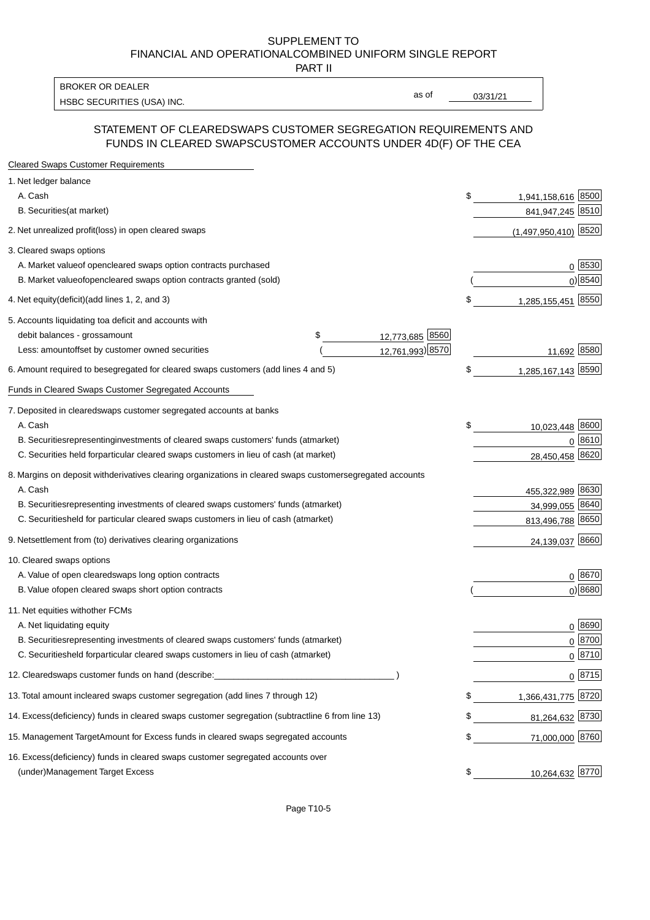SUPPLEMENT TO
FINANCIAL AND OPERATIONAL COMBINED UNIFORM SINGLE REPORT
PART II

| BROKER OR DEALER | | |
|---|---|---|
| HSBC SECURITIES (USA) INC. | as of | 03/31/21 |

## STATEMENT OF CLEARED SWAPS CUSTOMER SEGREGATION REQUIREMENTS AND FUNDS IN CLEARED SWAPS CUSTOMER ACCOUNTS UNDER 4D(F) OF THE CEA

| | | | | |
|---|---|---|---|---|
| **Cleared Swaps Customer Requirements** | | | | |
| 1. Net ledger balance | | | | |
| A. Cash | | | $ 1,941,158,616 | 8500 |
| B. Securities (at market) | | | 841,947,245 | 8510 |
| 2. Net unrealized profit (loss) in open cleared swaps | | | (1,497,950,410) | 8520 |
| 3. Cleared swaps options | | | | |
| A. Market value of open cleared swaps option contracts purchased | | | 0 | 8530 |
| B. Market value of open cleared swaps option contracts granted (sold) | | | ( 0) | 8540 |
| 4. Net equity (deficit) (add lines 1, 2, and 3) | | | $ 1,285,155,451 | 8550 |
| 5. Accounts liquidating to a deficit and accounts with debit balances - gross amount | $ 12,773,685 | 8560 | | |
| Less: amount offset by customer owned securities | ( 12,761,993) | 8570 | 11,692 | 8580 |
| 6. Amount required to be segregated for cleared swaps customers (add lines 4 and 5) | | | $ 1,285,167,143 | 8590 |
| **Funds in Cleared Swaps Customer Segregated Accounts** | | | | |
| 7. Deposited in cleared swaps customer segregated accounts at banks | | | | |
| A. Cash | | | $ 10,023,448 | 8600 |
| B. Securities representing investments of cleared swaps customers' funds (at market) | | | 0 | 8610 |
| C. Securities held for particular cleared swaps customers in lieu of cash (at market) | | | 28,450,458 | 8620 |
| 8. Margins on deposit with derivatives clearing organizations in cleared swaps customer segregated accounts | | | | |
| A. Cash | | | 455,322,989 | 8630 |
| B. Securities representing investments of cleared swaps customers' funds (at market) | | | 34,999,055 | 8640 |
| C. Securities held for particular cleared swaps customers in lieu of cash (at market) | | | 813,496,788 | 8650 |
| 9. Net settlement from (to) derivatives clearing organizations | | | 24,139,037 | 8660 |
| 10. Cleared swaps options | | | | |
| A. Value of open cleared swaps long option contracts | | | 0 | 8670 |
| B. Value of open cleared swaps short option contracts | | | ( 0) | 8680 |
| 11. Net equities with other FCMs | | | | |
| A. Net liquidating equity | | | 0 | 8690 |
| B. Securities representing investments of cleared swaps customers' funds (at market) | | | 0 | 8700 |
| C. Securities held for particular cleared swaps customers in lieu of cash (at market) | | | 0 | 8710 |
| 12. Cleared swaps customer funds on hand (describe: ______ ) | | | 0 | 8715 |
| 13. Total amount in cleared swaps customer segregation (add lines 7 through 12) | | | $ 1,366,431,775 | 8720 |
| 14. Excess (deficiency) funds in cleared swaps customer segregation (subtract line 6 from line 13) | | | $ 81,264,632 | 8730 |
| 15. Management Target Amount for Excess funds in cleared swaps segregated accounts | | | $ 71,000,000 | 8760 |
| 16. Excess (deficiency) funds in cleared swaps customer segregated accounts over (under) Management Target Excess | | | $ 10,264,632 | 8770 |

Page T10-5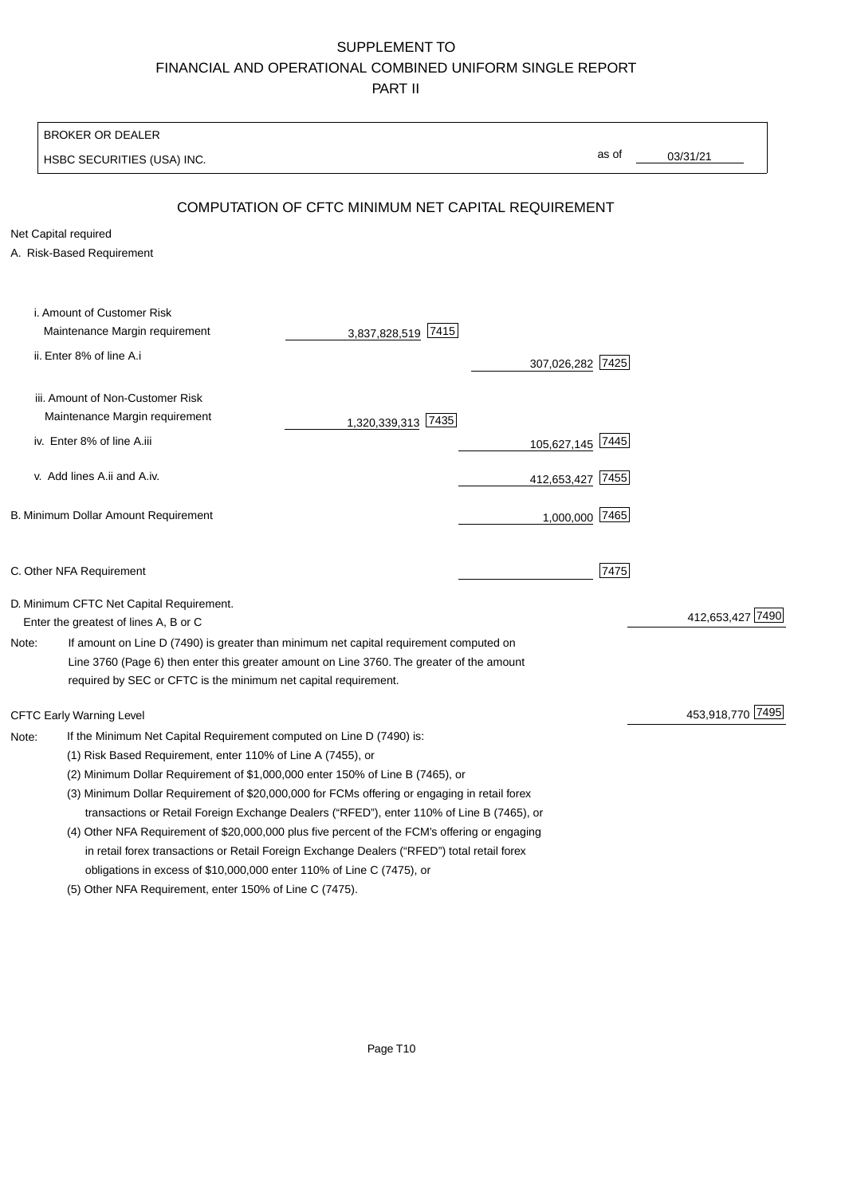# SUPPLEMENT TO
# FINANCIAL AND OPERATIONAL COMBINED UNIFORM SINGLE REPORT
# PART II

| | |
|---|---|
| BROKER OR DEALER | |
| HSBC SECURITIES (USA) INC. | as of 03/31/21 |

## COMPUTATION OF CFTC MINIMUM NET CAPITAL REQUIREMENT

Net Capital required

A. Risk-Based Requirement

| | | | |
|---|---|---|---|
| i. Amount of Customer Risk Maintenance Margin requirement | 3,837,828,519 [7415] | | |
| ii. Enter 8% of line A.i | | 307,026,282 [7425] | |
| iii. Amount of Non-Customer Risk Maintenance Margin requirement | 1,320,339,313 [7435] | | |
| iv. Enter 8% of line A.iii | | 105,627,145 [7445] | |
| v. Add lines A.ii and A.iv. | | 412,653,427 [7455] | |
| B. Minimum Dollar Amount Requirement | | 1,000,000 [7465] | |
| C. Other NFA Requirement | | [7475] | |
| D. Minimum CFTC Net Capital Requirement. Enter the greatest of lines A, B or C | | | 412,653,427 [7490] |

Note: If amount on Line D (7490) is greater than minimum net capital requirement computed on Line 3760 (Page 6) then enter this greater amount on Line 3760. The greater of the amount required by SEC or CFTC is the minimum net capital requirement.

CFTC Early Warning Level — 453,918,770 [7495]

Note: If the Minimum Net Capital Requirement computed on Line D (7490) is:

(1) Risk Based Requirement, enter 110% of Line A (7455), or

(2) Minimum Dollar Requirement of $1,000,000 enter 150% of Line B (7465), or

(3) Minimum Dollar Requirement of $20,000,000 for FCMs offering or engaging in retail forex transactions or Retail Foreign Exchange Dealers ("RFED"), enter 110% of Line B (7465), or

(4) Other NFA Requirement of $20,000,000 plus five percent of the FCM's offering or engaging in retail forex transactions or Retail Foreign Exchange Dealers ("RFED") total retail forex obligations in excess of $10,000,000 enter 110% of Line C (7475), or

(5) Other NFA Requirement, enter 150% of Line C (7475).